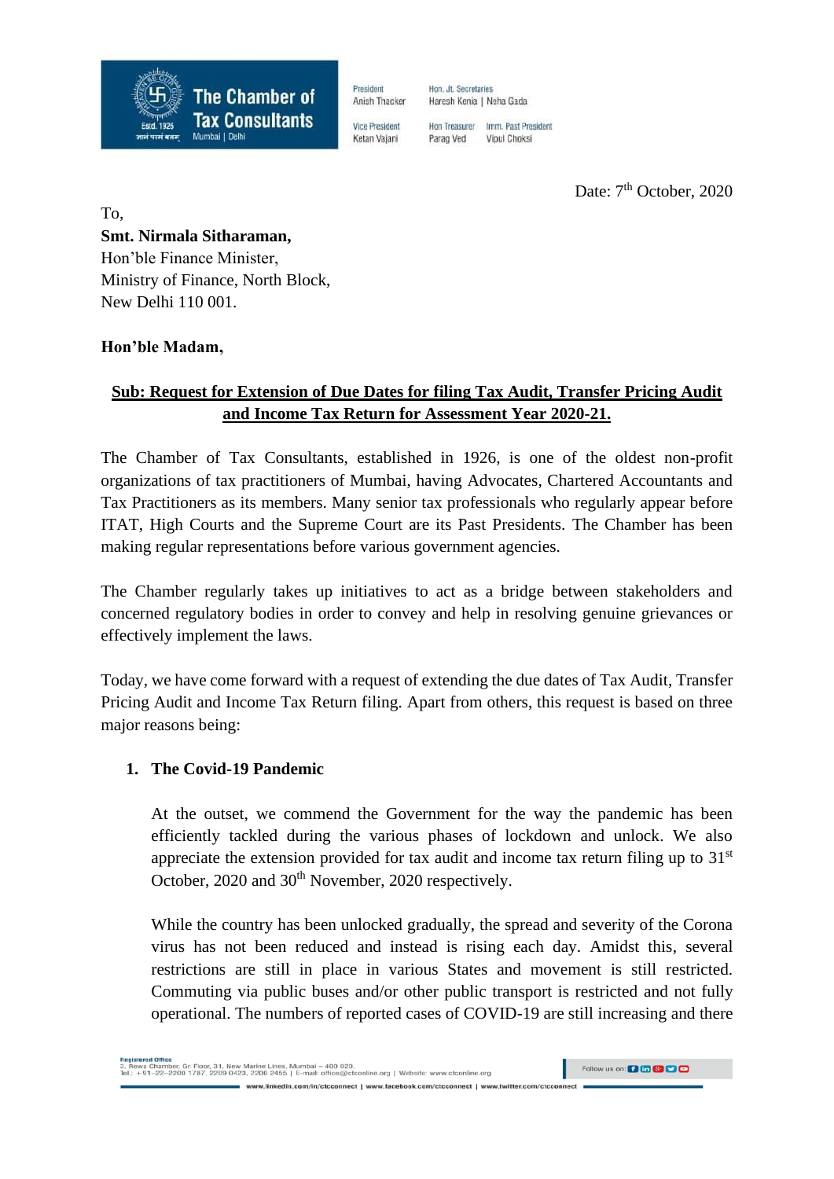**The Chamber of Tax Consultants**
Estd. 1926
Mumbai | Delhi

President: Anish Thacker | Hon. Jt. Secretaries: Haresh Kenia | Neha Gada
Vice President: Ketan Vajani | Hon Treasurer: Parag Ved | Imm. Past President: Vipul Choksi

Date: 7th October, 2020

To,
**Smt. Nirmala Sitharaman,**
Hon'ble Finance Minister,
Ministry of Finance, North Block,
New Delhi 110 001.

**Hon'ble Madam,**

**Sub: Request for Extension of Due Dates for filing Tax Audit, Transfer Pricing Audit and Income Tax Return for Assessment Year 2020-21.**

The Chamber of Tax Consultants, established in 1926, is one of the oldest non-profit organizations of tax practitioners of Mumbai, having Advocates, Chartered Accountants and Tax Practitioners as its members. Many senior tax professionals who regularly appear before ITAT, High Courts and the Supreme Court are its Past Presidents. The Chamber has been making regular representations before various government agencies.

The Chamber regularly takes up initiatives to act as a bridge between stakeholders and concerned regulatory bodies in order to convey and help in resolving genuine grievances or effectively implement the laws.

Today, we have come forward with a request of extending the due dates of Tax Audit, Transfer Pricing Audit and Income Tax Return filing. Apart from others, this request is based on three major reasons being:

1. **The Covid-19 Pandemic**

   At the outset, we commend the Government for the way the pandemic has been efficiently tackled during the various phases of lockdown and unlock. We also appreciate the extension provided for tax audit and income tax return filing up to 31st October, 2020 and 30th November, 2020 respectively.

   While the country has been unlocked gradually, the spread and severity of the Corona virus has not been reduced and instead is rising each day. Amidst this, several restrictions are still in place in various States and movement is still restricted. Commuting via public buses and/or other public transport is restricted and not fully operational. The numbers of reported cases of COVID-19 are still increasing and there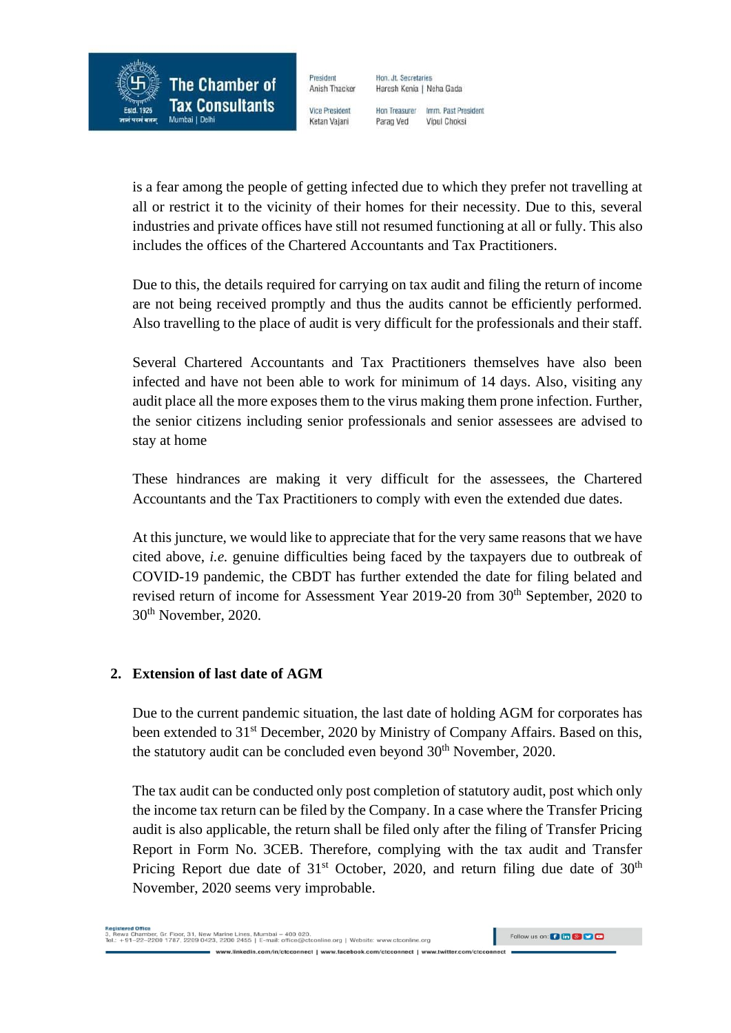is a fear among the people of getting infected due to which they prefer not travelling at all or restrict it to the vicinity of their homes for their necessity. Due to this, several industries and private offices have still not resumed functioning at all or fully. This also includes the offices of the Chartered Accountants and Tax Practitioners.

Due to this, the details required for carrying on tax audit and filing the return of income are not being received promptly and thus the audits cannot be efficiently performed. Also travelling to the place of audit is very difficult for the professionals and their staff.

Several Chartered Accountants and Tax Practitioners themselves have also been infected and have not been able to work for minimum of 14 days. Also, visiting any audit place all the more exposes them to the virus making them prone infection. Further, the senior citizens including senior professionals and senior assessees are advised to stay at home

These hindrances are making it very difficult for the assessees, the Chartered Accountants and the Tax Practitioners to comply with even the extended due dates.

At this juncture, we would like to appreciate that for the very same reasons that we have cited above, *i.e.* genuine difficulties being faced by the taxpayers due to outbreak of COVID-19 pandemic, the CBDT has further extended the date for filing belated and revised return of income for Assessment Year 2019-20 from 30th September, 2020 to 30th November, 2020.

**2. Extension of last date of AGM**

Due to the current pandemic situation, the last date of holding AGM for corporates has been extended to 31st December, 2020 by Ministry of Company Affairs. Based on this, the statutory audit can be concluded even beyond 30th November, 2020.

The tax audit can be conducted only post completion of statutory audit, post which only the income tax return can be filed by the Company. In a case where the Transfer Pricing audit is also applicable, the return shall be filed only after the filing of Transfer Pricing Report in Form No. 3CEB. Therefore, complying with the tax audit and Transfer Pricing Report due date of 31st October, 2020, and return filing due date of 30th November, 2020 seems very improbable.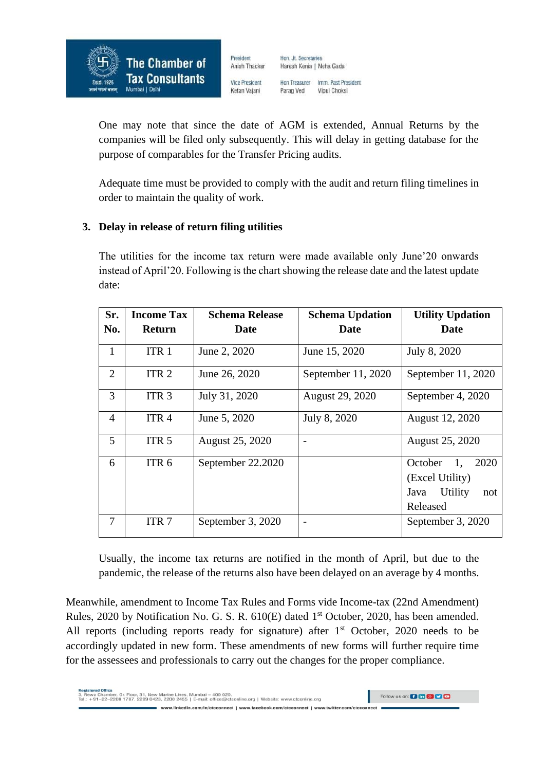One may note that since the date of AGM is extended, Annual Returns by the companies will be filed only subsequently. This will delay in getting database for the purpose of comparables for the Transfer Pricing audits.

Adequate time must be provided to comply with the audit and return filing timelines in order to maintain the quality of work.

**3. Delay in release of return filing utilities**

The utilities for the income tax return were made available only June'20 onwards instead of April'20. Following is the chart showing the release date and the latest update date:

| Sr. No. | Income Tax Return | Schema Release Date | Schema Updation Date | Utility Updation Date |
|---|---|---|---|---|
| 1 | ITR 1 | June 2, 2020 | June 15, 2020 | July 8, 2020 |
| 2 | ITR 2 | June 26, 2020 | September 11, 2020 | September 11, 2020 |
| 3 | ITR 3 | July 31, 2020 | August 29, 2020 | September 4, 2020 |
| 4 | ITR 4 | June 5, 2020 | July 8, 2020 | August 12, 2020 |
| 5 | ITR 5 | August 25, 2020 | - | August 25, 2020 |
| 6 | ITR 6 | September 22.2020 | | October 1, 2020 (Excel Utility) Java Utility not Released |
| 7 | ITR 7 | September 3, 2020 | - | September 3, 2020 |

Usually, the income tax returns are notified in the month of April, but due to the pandemic, the release of the returns also have been delayed on an average by 4 months.

Meanwhile, amendment to Income Tax Rules and Forms vide Income-tax (22nd Amendment) Rules, 2020 by Notification No. G. S. R. 610(E) dated 1st October, 2020, has been amended. All reports (including reports ready for signature) after 1st October, 2020 needs to be accordingly updated in new form. These amendments of new forms will further require time for the assessees and professionals to carry out the changes for the proper compliance.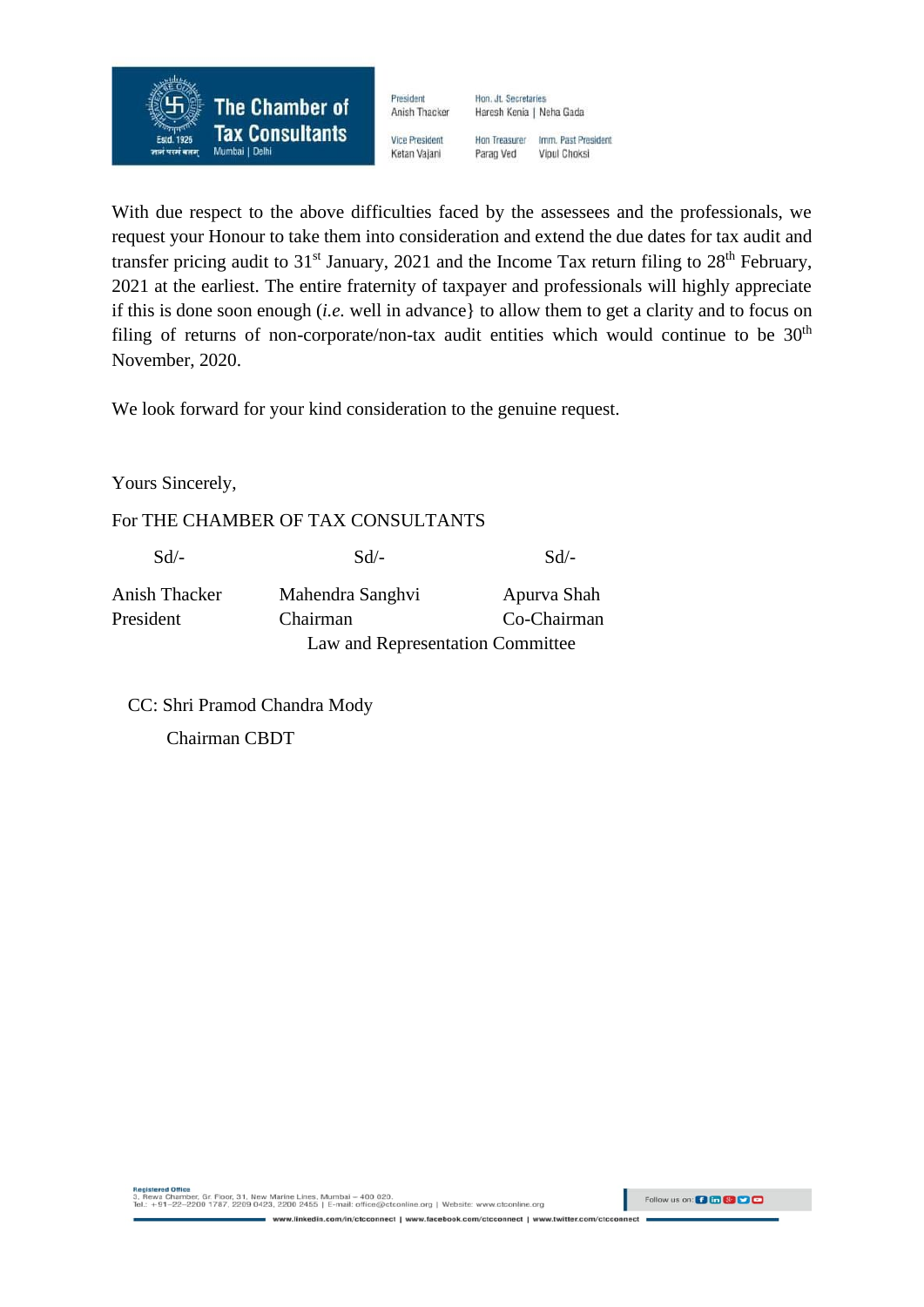With due respect to the above difficulties faced by the assessees and the professionals, we request your Honour to take them into consideration and extend the due dates for tax audit and transfer pricing audit to 31st January, 2021 and the Income Tax return filing to 28th February, 2021 at the earliest. The entire fraternity of taxpayer and professionals will highly appreciate if this is done soon enough (*i.e.* well in advance} to allow them to get a clarity and to focus on filing of returns of non-corporate/non-tax audit entities which would continue to be 30th November, 2020.

We look forward for your kind consideration to the genuine request.

Yours Sincerely,

For THE CHAMBER OF TAX CONSULTANTS

| | | |
|---|---|---|
| Sd/- | Sd/- | Sd/- |
| Anish Thacker | Mahendra Sanghvi | Apurva Shah |
| President | Chairman | Co-Chairman |

Law and Representation Committee

CC: Shri Pramod Chandra Mody

Chairman CBDT